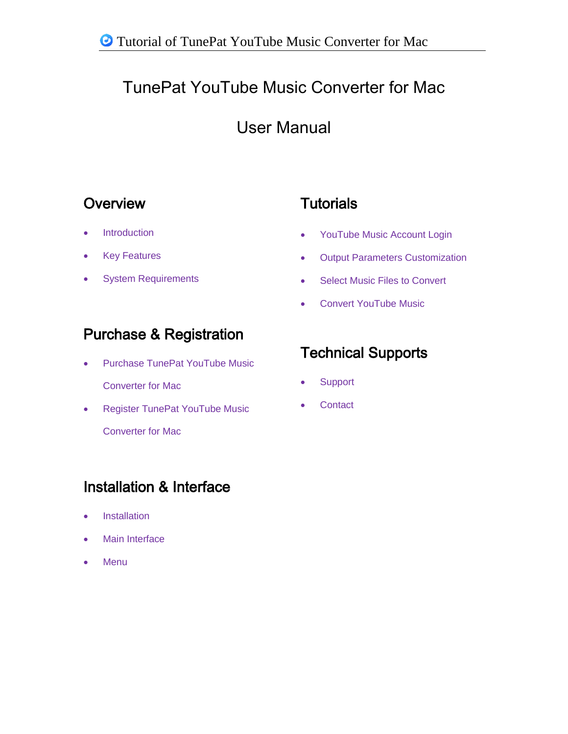# TunePat YouTube Music Converter for Mac

# User Manual

## Overview

- Introduction
- Key Features
- System Requirements

## Purchase & Registration

- Purchase TunePat YouTube Music Converter for Mac
- Register TunePat YouTube Music Converter for Mac

## Installation & Interface

- Installation
- Main Interface
- Menu

## Tutorials

- YouTube Music Account Login
- Output Parameters Customization
- Select Music Files to Convert
- Convert YouTube Music

## Technical Supports

- Support
- Contact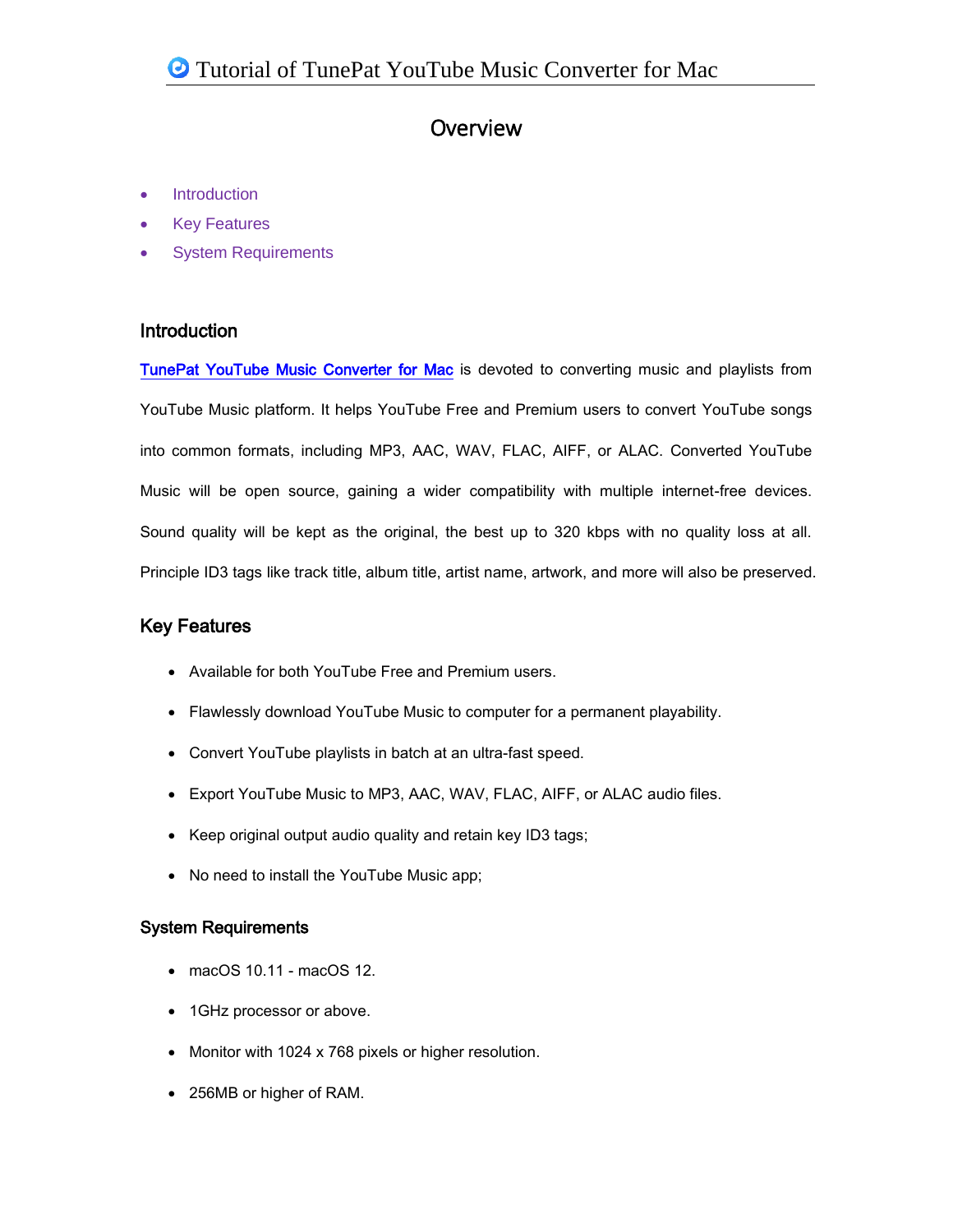# Overview

- Introduction
- Key Features
- System Requirements

## Introduction

TunePat YouTube Music Converter for Mac is devoted to converting music and playlists from YouTube Music platform. It helps YouTube Free and Premium users to convert YouTube songs into common formats, including MP3, AAC, WAV, FLAC, AIFF, or ALAC. Converted YouTube Music will be open source, gaining a wider compatibility with multiple internet-free devices. Sound quality will be kept as the original, the best up to 320 kbps with no quality loss at all. Principle ID3 tags like track title, album title, artist name, artwork, and more will also be preserved.

## Key Features

- Available for both YouTube Free and Premium users.
- Flawlessly download YouTube Music to computer for a permanent playability.
- Convert YouTube playlists in batch at an ultra-fast speed.
- Export YouTube Music to MP3, AAC, WAV, FLAC, AIFF, or ALAC audio files.
- Keep original output audio quality and retain key ID3 tags;
- No need to install the YouTube Music app;

## System Requirements

- macOS 10.11 - macOS 12.
- 1GHz processor or above.
- Monitor with 1024 x 768 pixels or higher resolution.
- 256MB or higher of RAM.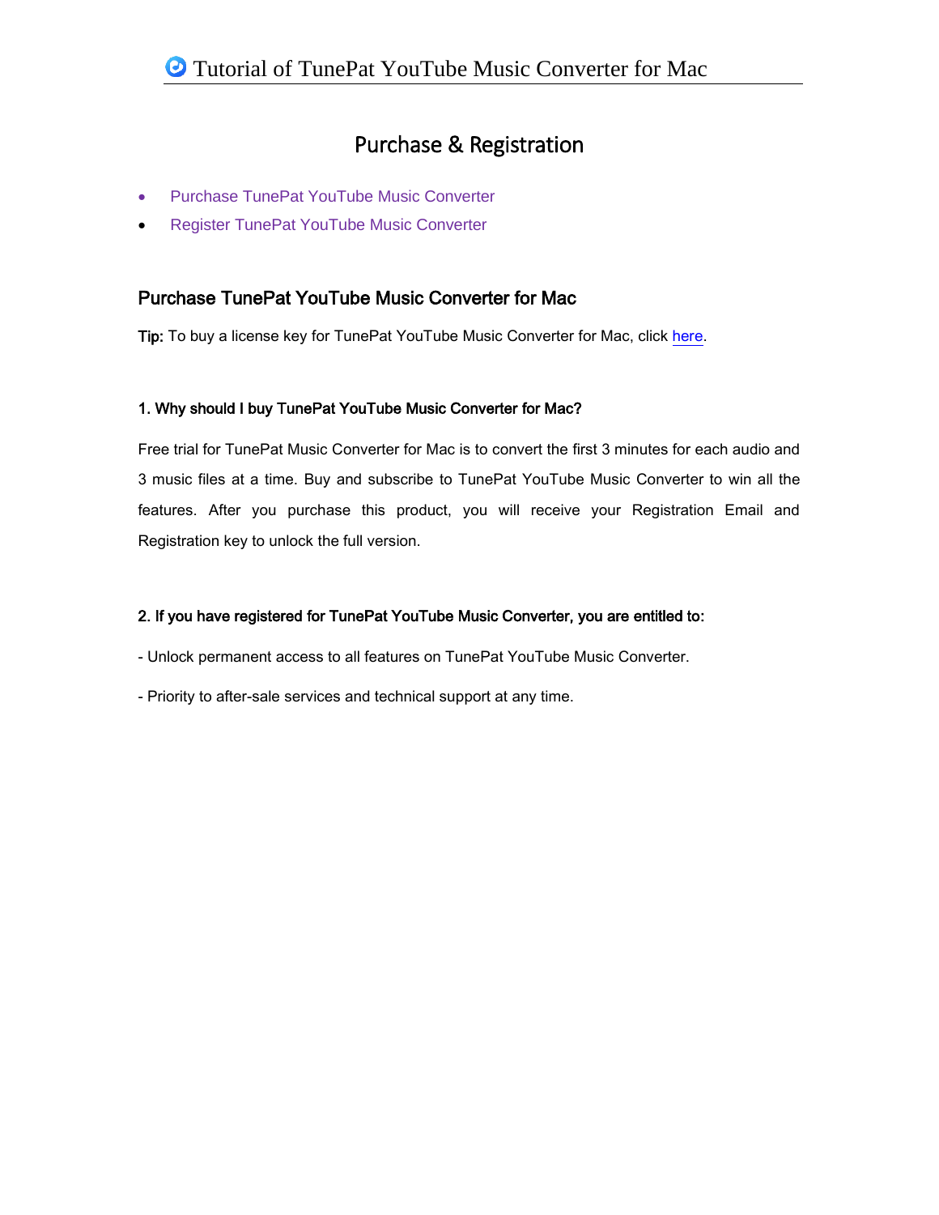# Purchase & Registration

- Purchase TunePat YouTube Music Converter
- Register TunePat YouTube Music Converter

## Purchase TunePat YouTube Music Converter for Mac

**Tip:** To buy a license key for TunePat YouTube Music Converter for Mac, click here.

### 1. Why should I buy TunePat YouTube Music Converter for Mac?

Free trial for TunePat Music Converter for Mac is to convert the first 3 minutes for each audio and 3 music files at a time. Buy and subscribe to TunePat YouTube Music Converter to win all the features. After you purchase this product, you will receive your Registration Email and Registration key to unlock the full version.

### 2. If you have registered for TunePat YouTube Music Converter, you are entitled to:

- Unlock permanent access to all features on TunePat YouTube Music Converter.

- Priority to after-sale services and technical support at any time.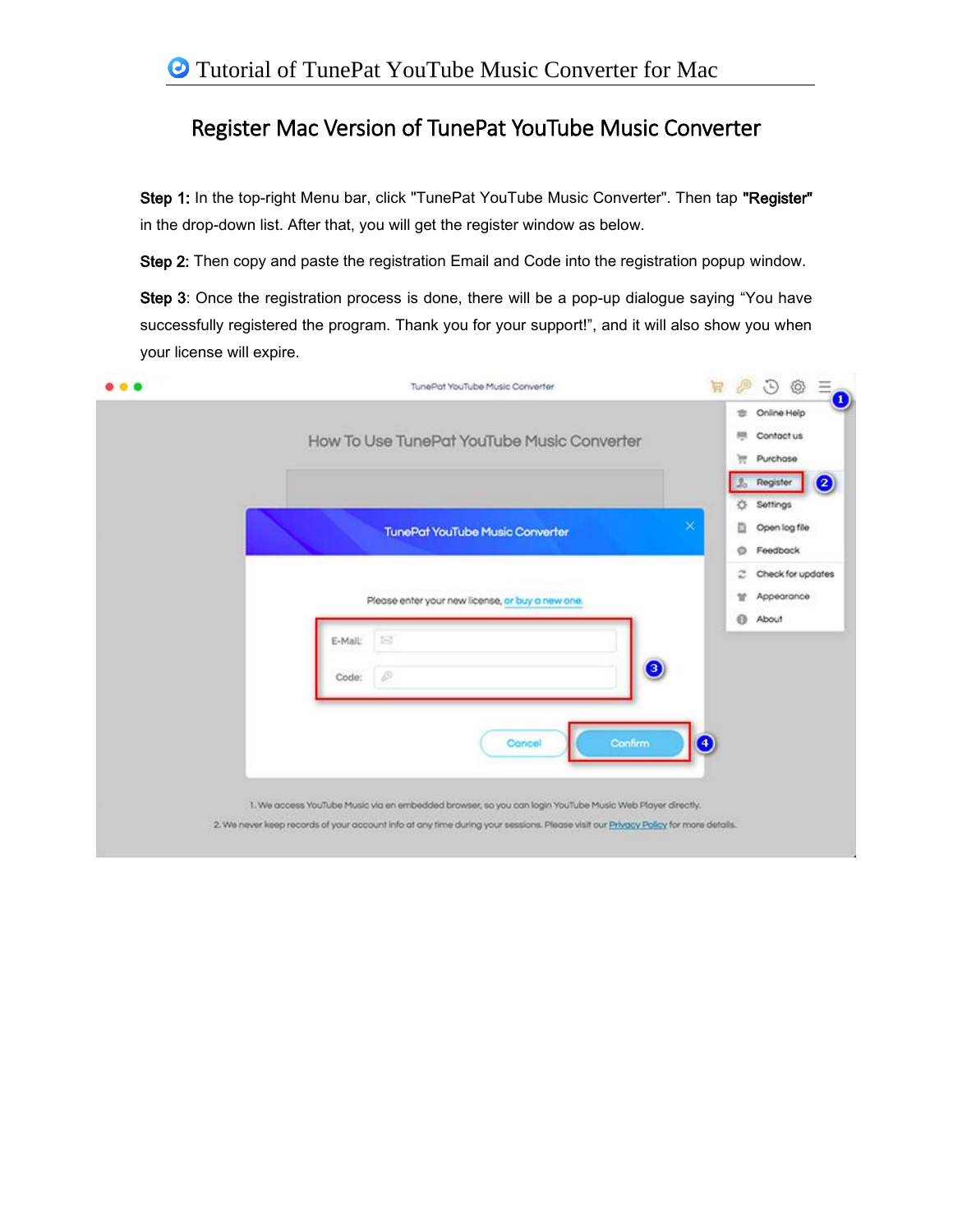## Register Mac Version of TunePat YouTube Music Converter

**Step 1:** In the top-right Menu bar, click "TunePat YouTube Music Converter". Then tap **"Register"** in the drop-down list. After that, you will get the register window as below.

**Step 2:** Then copy and paste the registration Email and Code into the registration popup window.

**Step 3**: Once the registration process is done, there will be a pop-up dialogue saying "You have successfully registered the program. Thank you for your support!", and it will also show you when your license will expire.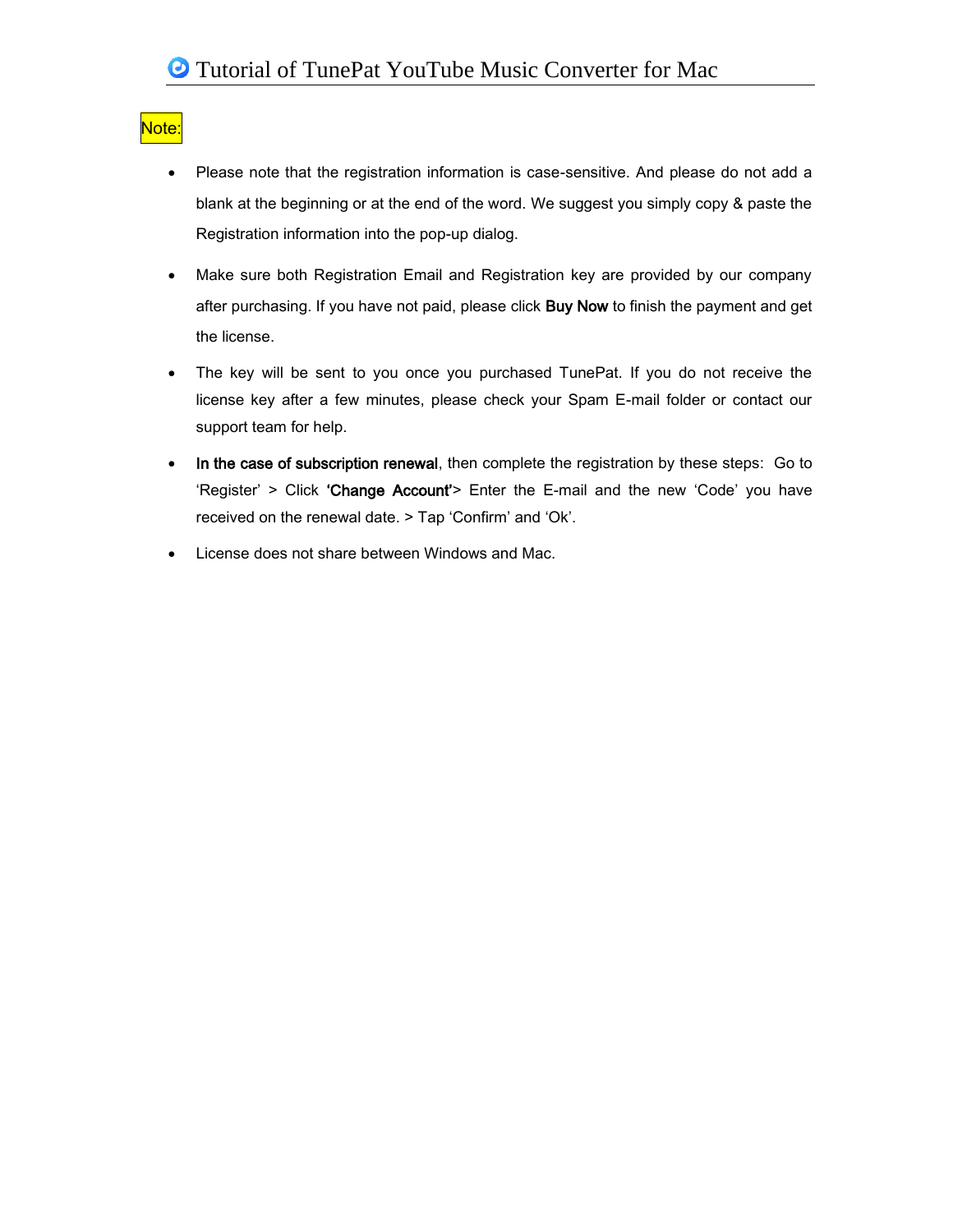Note:

- Please note that the registration information is case-sensitive. And please do not add a blank at the beginning or at the end of the word. We suggest you simply copy & paste the Registration information into the pop-up dialog.
- Make sure both Registration Email and Registration key are provided by our company after purchasing. If you have not paid, please click **Buy Now** to finish the payment and get the license.
- The key will be sent to you once you purchased TunePat. If you do not receive the license key after a few minutes, please check your Spam E-mail folder or contact our support team for help.
- **In the case of subscription renewal**, then complete the registration by these steps: Go to 'Register' > Click **'Change Account'**> Enter the E-mail and the new 'Code' you have received on the renewal date. > Tap 'Confirm' and 'Ok'.
- License does not share between Windows and Mac.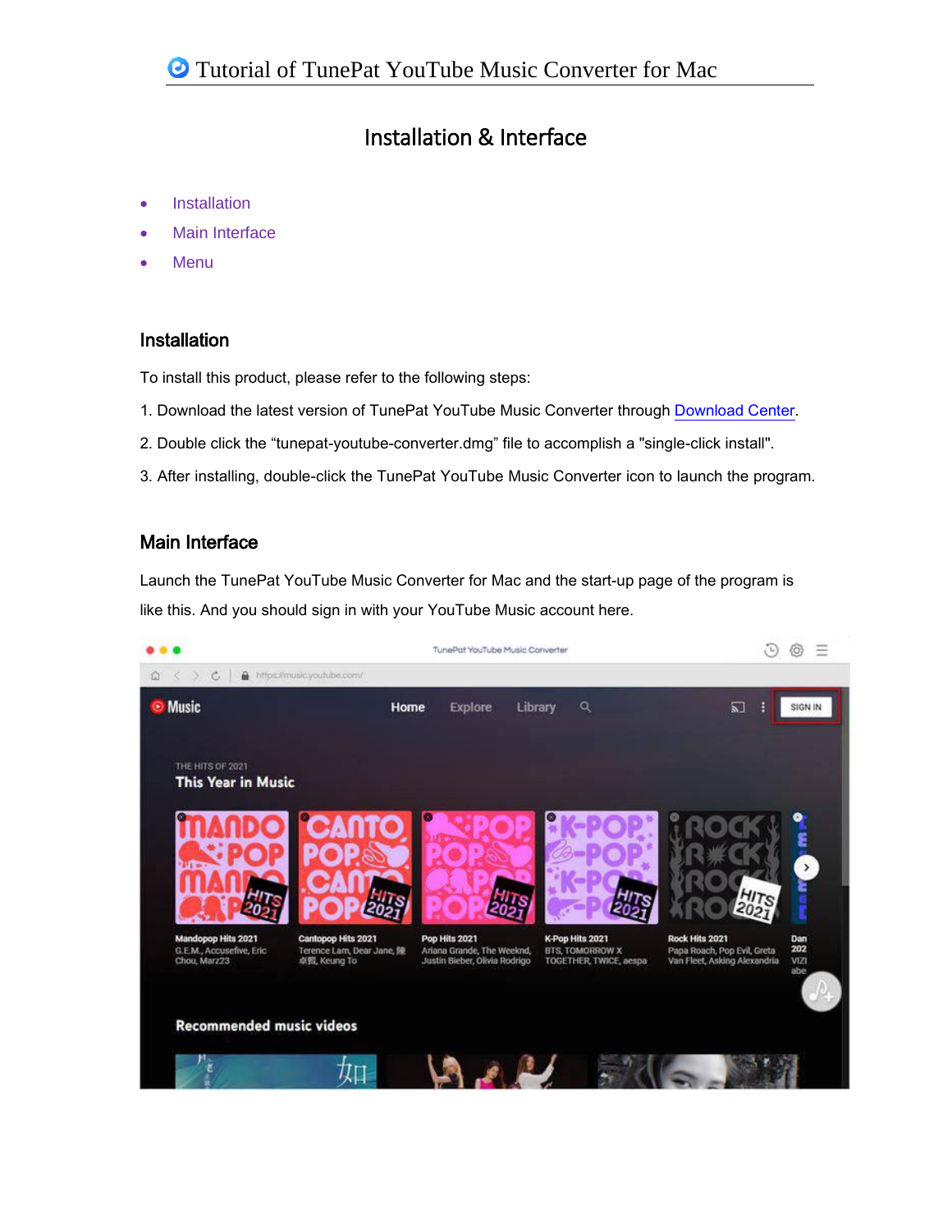# Installation & Interface

- Installation
- Main Interface
- Menu

## Installation

To install this product, please refer to the following steps:

1. Download the latest version of TunePat YouTube Music Converter through Download Center.

2. Double click the "tunepat-youtube-converter.dmg" file to accomplish a "single-click install".

3. After installing, double-click the TunePat YouTube Music Converter icon to launch the program.

## Main Interface

Launch the TunePat YouTube Music Converter for Mac and the start-up page of the program is like this. And you should sign in with your YouTube Music account here.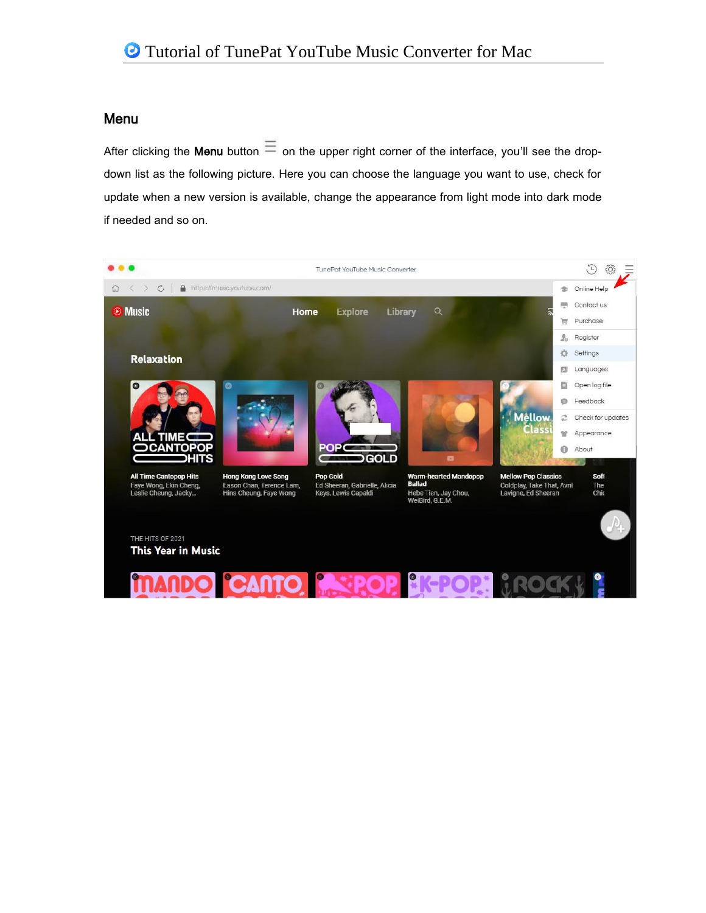## Menu

After clicking the **Menu** button ☰ on the upper right corner of the interface, you'll see the drop-down list as the following picture. Here you can choose the language you want to use, check for update when a new version is available, change the appearance from light mode into dark mode if needed and so on.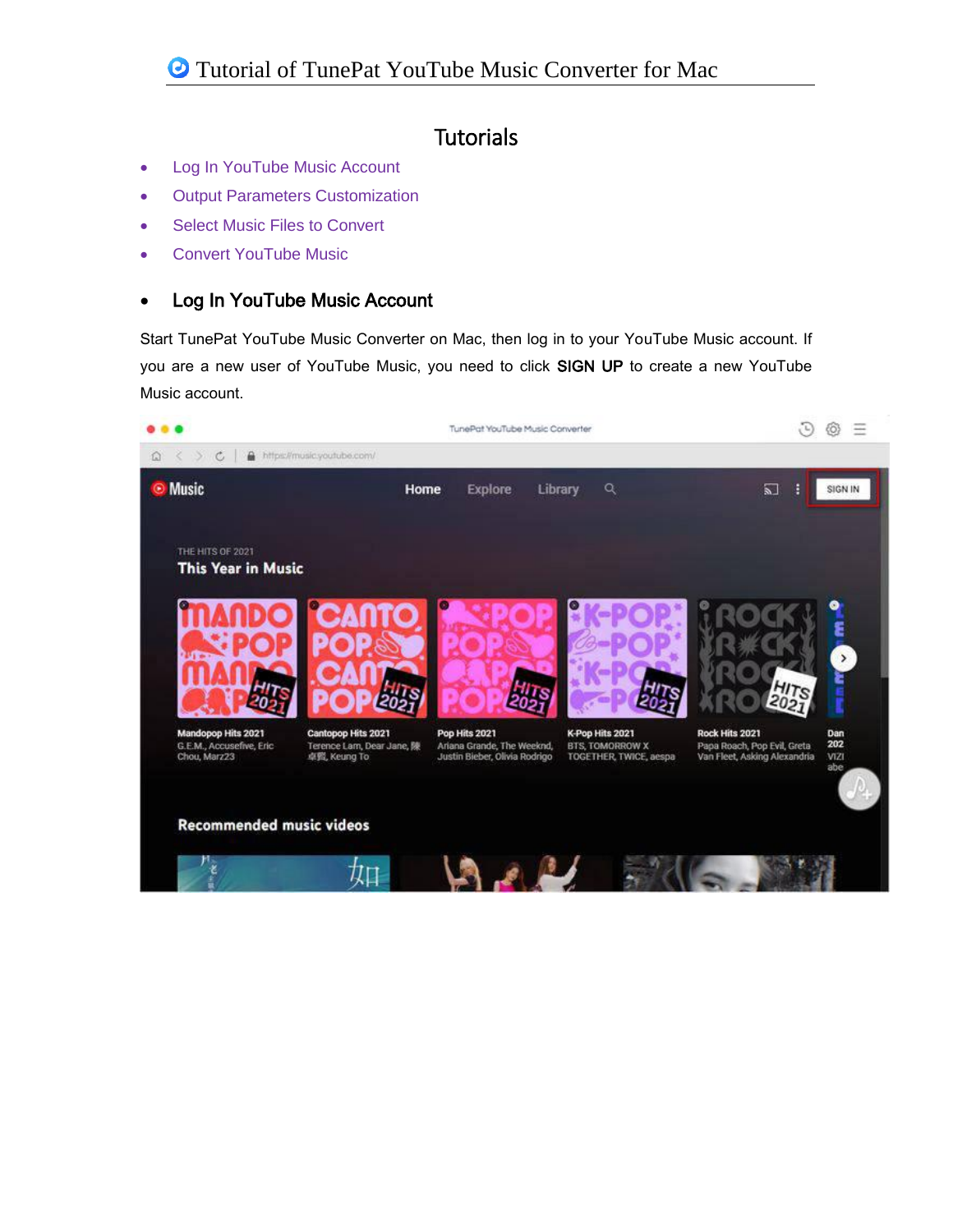## Tutorials

- Log In YouTube Music Account
- Output Parameters Customization
- Select Music Files to Convert
- Convert YouTube Music

- ### Log In YouTube Music Account

Start TunePat YouTube Music Converter on Mac, then log in to your YouTube Music account. If you are a new user of YouTube Music, you need to click **SIGN UP** to create a new YouTube Music account.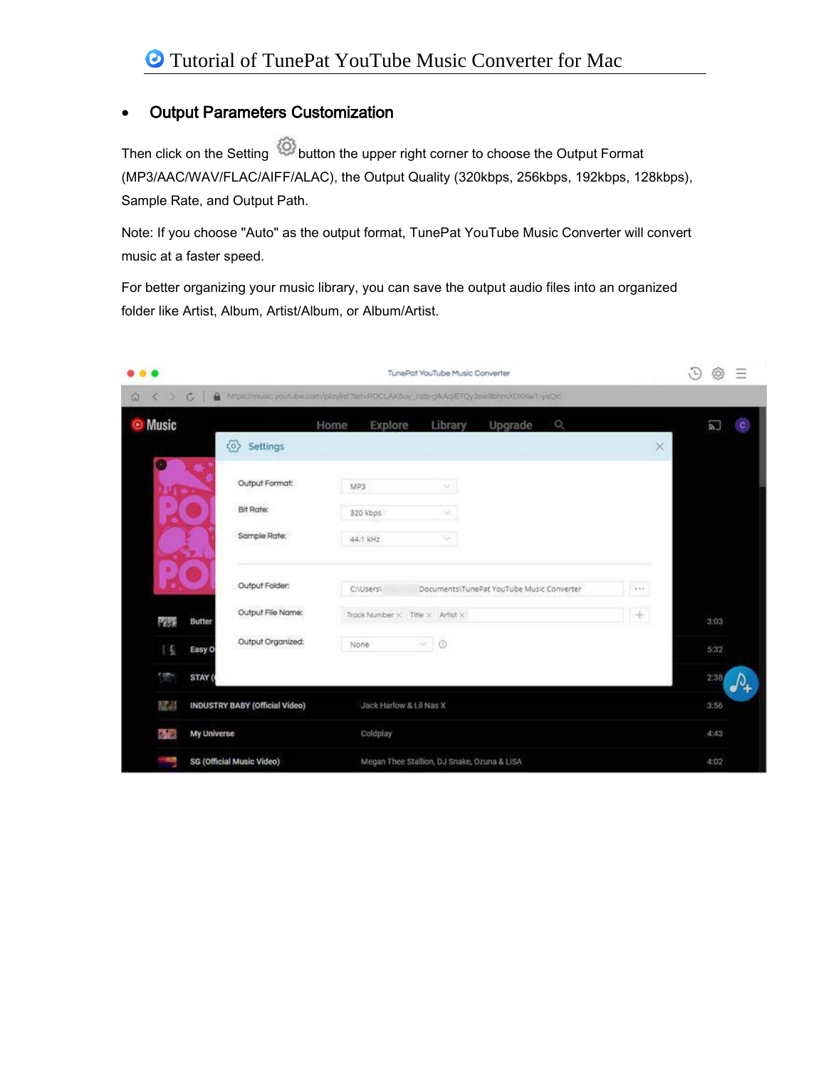- **Output Parameters Customization**

Then click on the Setting button the upper right corner to choose the Output Format (MP3/AAC/WAV/FLAC/AIFF/ALAC), the Output Quality (320kbps, 256kbps, 192kbps, 128kbps), Sample Rate, and Output Path.

Note: If you choose "Auto" as the output format, TunePat YouTube Music Converter will convert music at a faster speed.

For better organizing your music library, you can save the output audio files into an organized folder like Artist, Album, Artist/Album, or Album/Artist.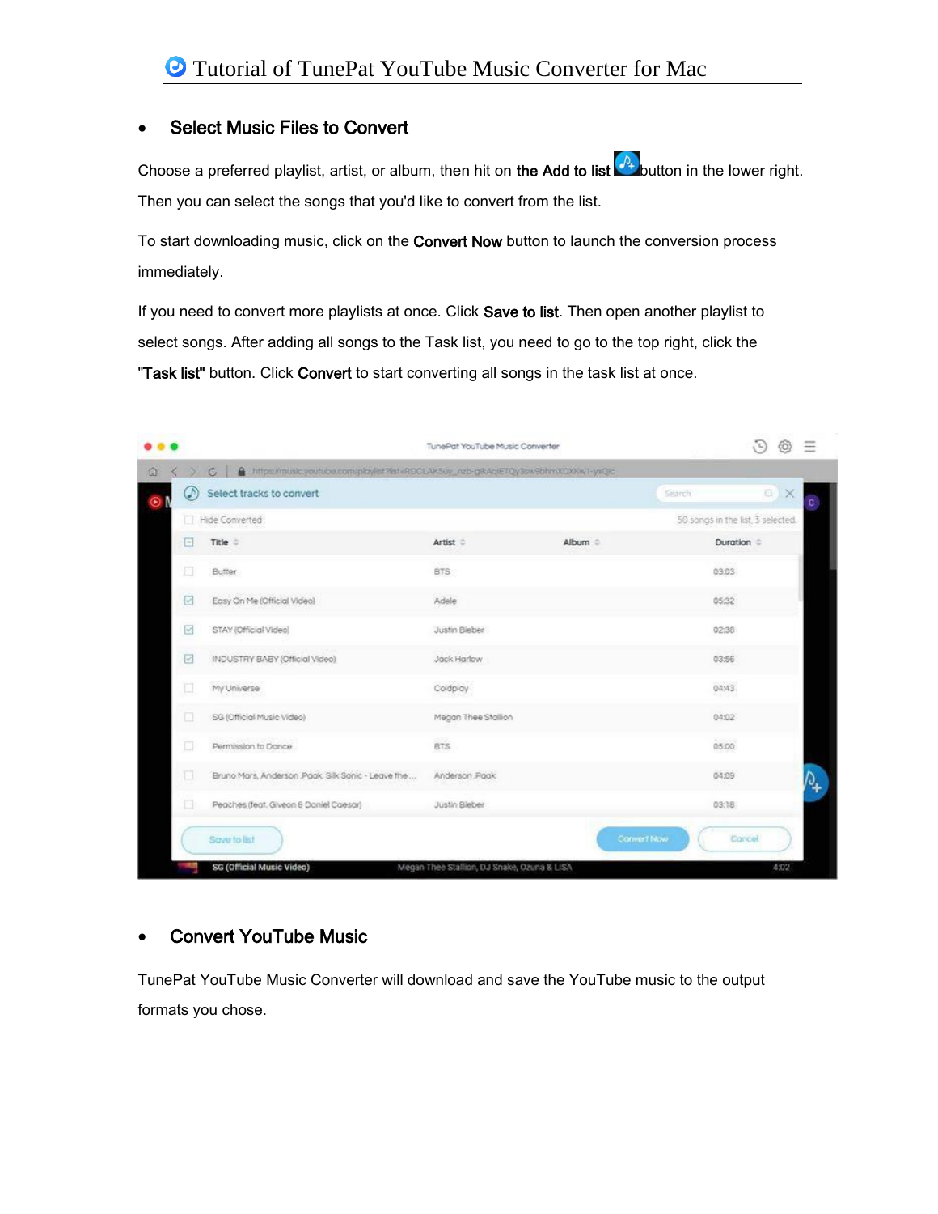- ## Select Music Files to Convert

Choose a preferred playlist, artist, or album, then hit on **the Add to list** button in the lower right. Then you can select the songs that you'd like to convert from the list.

To start downloading music, click on the **Convert Now** button to launch the conversion process immediately.

If you need to convert more playlists at once. Click **Save to list**. Then open another playlist to select songs. After adding all songs to the Task list, you need to go to the top right, click the "**Task list**" button. Click **Convert** to start converting all songs in the task list at once.

- ## Convert YouTube Music

TunePat YouTube Music Converter will download and save the YouTube music to the output formats you chose.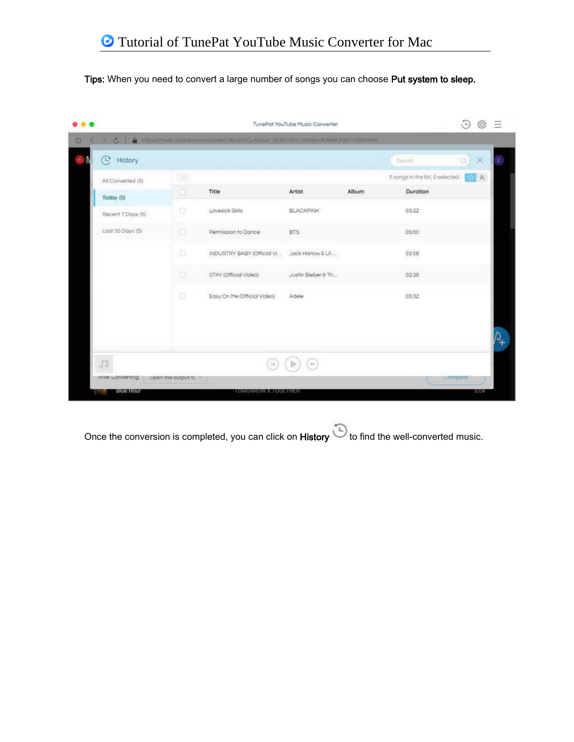**Tips:** When you need to convert a large number of songs you can choose **Put system to sleep.**

Once the conversion is completed, you can click on **History** to find the well-converted music.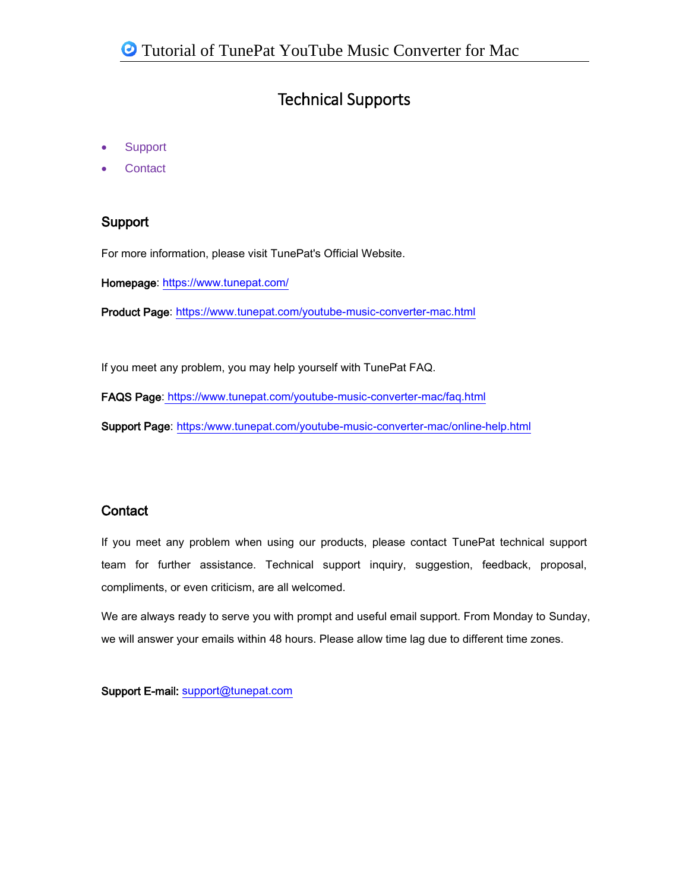# Technical Supports

- Support
- Contact

## Support

For more information, please visit TunePat's Official Website.

**Homepage**: https://www.tunepat.com/

**Product Page**: https://www.tunepat.com/youtube-music-converter-mac.html

If you meet any problem, you may help yourself with TunePat FAQ.

**FAQS Page**: https://www.tunepat.com/youtube-music-converter-mac/faq.html

**Support Page**: https:/www.tunepat.com/youtube-music-converter-mac/online-help.html

## Contact

If you meet any problem when using our products, please contact TunePat technical support team for further assistance. Technical support inquiry, suggestion, feedback, proposal, compliments, or even criticism, are all welcomed.

We are always ready to serve you with prompt and useful email support. From Monday to Sunday, we will answer your emails within 48 hours. Please allow time lag due to different time zones.

**Support E-mail:** support@tunepat.com